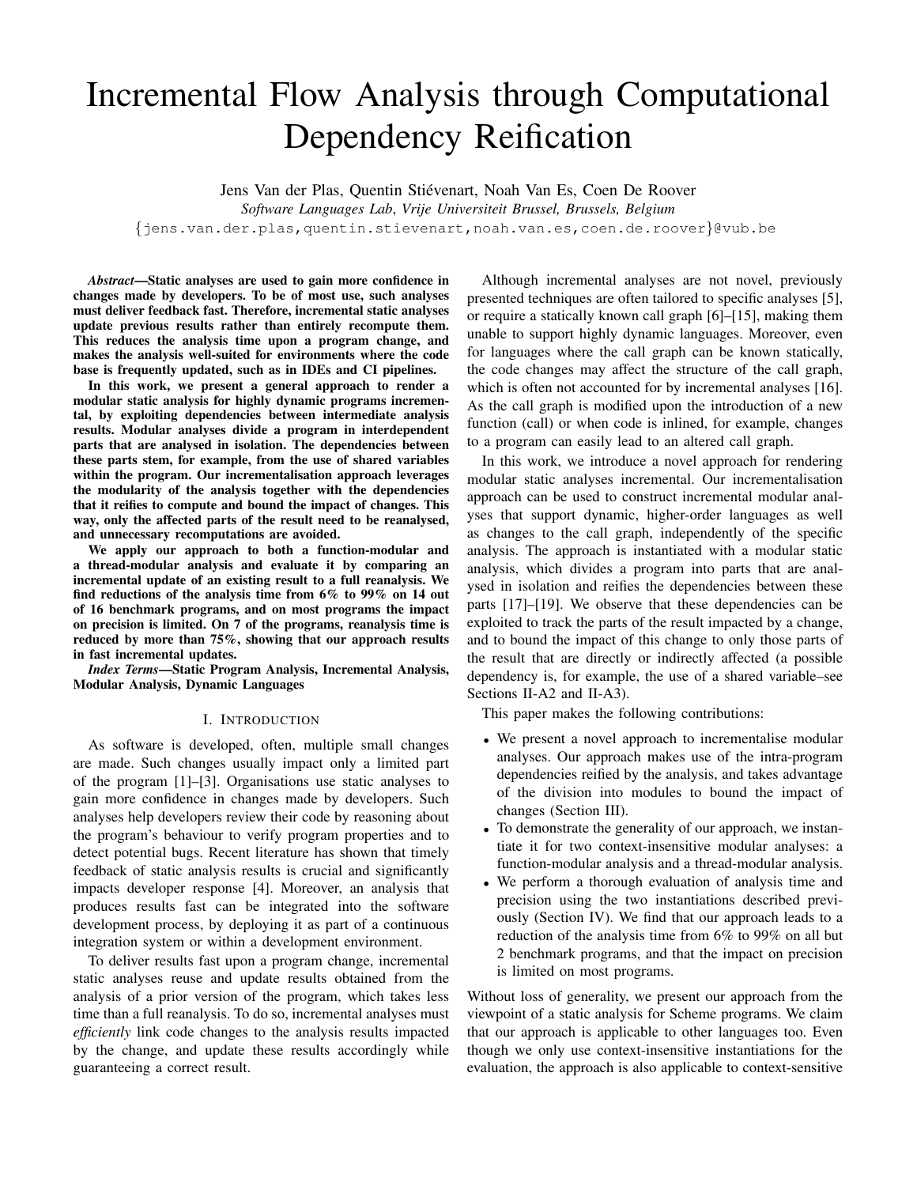# Incremental Flow Analysis through Computational Dependency Reification

Jens Van der Plas, Quentin Stiévenart, Noah Van Es, Coen De Roover

*Software Languages Lab, Vrije Universiteit Brussel, Brussels, Belgium*

{jens.van.der.plas,quentin.stievenart,noah.van.es,coen.de.roover}@vub.be

***Abstract*—Static analyses are used to gain more confidence in changes made by developers. To be of most use, such analyses must deliver feedback fast. Therefore, incremental static analyses update previous results rather than entirely recompute them. This reduces the analysis time upon a program change, and makes the analysis well-suited for environments where the code base is frequently updated, such as in IDEs and CI pipelines.**

**In this work, we present a general approach to render a modular static analysis for highly dynamic programs incremental, by exploiting dependencies between intermediate analysis results. Modular analyses divide a program in interdependent parts that are analysed in isolation. The dependencies between these parts stem, for example, from the use of shared variables within the program. Our incrementalisation approach leverages the modularity of the analysis together with the dependencies that it reifies to compute and bound the impact of changes. This way, only the affected parts of the result need to be reanalysed, and unnecessary recomputations are avoided.**

**We apply our approach to both a function-modular and a thread-modular analysis and evaluate it by comparing an incremental update of an existing result to a full reanalysis. We find reductions of the analysis time from 6% to 99% on 14 out of 16 benchmark programs, and on most programs the impact on precision is limited. On 7 of the programs, reanalysis time is reduced by more than 75%, showing that our approach results in fast incremental updates.**

***Index Terms*—Static Program Analysis, Incremental Analysis, Modular Analysis, Dynamic Languages**

## I. Introduction

As software is developed, often, multiple small changes are made. Such changes usually impact only a limited part of the program [1]–[3]. Organisations use static analyses to gain more confidence in changes made by developers. Such analyses help developers review their code by reasoning about the program's behaviour to verify program properties and to detect potential bugs. Recent literature has shown that timely feedback of static analysis results is crucial and significantly impacts developer response [4]. Moreover, an analysis that produces results fast can be integrated into the software development process, by deploying it as part of a continuous integration system or within a development environment.

To deliver results fast upon a program change, incremental static analyses reuse and update results obtained from the analysis of a prior version of the program, which takes less time than a full reanalysis. To do so, incremental analyses must *efficiently* link code changes to the analysis results impacted by the change, and update these results accordingly while guaranteeing a correct result.

Although incremental analyses are not novel, previously presented techniques are often tailored to specific analyses [5], or require a statically known call graph [6]–[15], making them unable to support highly dynamic languages. Moreover, even for languages where the call graph can be known statically, the code changes may affect the structure of the call graph, which is often not accounted for by incremental analyses [16]. As the call graph is modified upon the introduction of a new function (call) or when code is inlined, for example, changes to a program can easily lead to an altered call graph.

In this work, we introduce a novel approach for rendering modular static analyses incremental. Our incrementalisation approach can be used to construct incremental modular analyses that support dynamic, higher-order languages as well as changes to the call graph, independently of the specific analysis. The approach is instantiated with a modular static analysis, which divides a program into parts that are analysed in isolation and reifies the dependencies between these parts [17]–[19]. We observe that these dependencies can be exploited to track the parts of the result impacted by a change, and to bound the impact of this change to only those parts of the result that are directly or indirectly affected (a possible dependency is, for example, the use of a shared variable–see Sections II-A2 and II-A3).

This paper makes the following contributions:

- We present a novel approach to incrementalise modular analyses. Our approach makes use of the intra-program dependencies reified by the analysis, and takes advantage of the division into modules to bound the impact of changes (Section III).
- To demonstrate the generality of our approach, we instantiate it for two context-insensitive modular analyses: a function-modular analysis and a thread-modular analysis.
- We perform a thorough evaluation of analysis time and precision using the two instantiations described previously (Section IV). We find that our approach leads to a reduction of the analysis time from 6% to 99% on all but 2 benchmark programs, and that the impact on precision is limited on most programs.

Without loss of generality, we present our approach from the viewpoint of a static analysis for Scheme programs. We claim that our approach is applicable to other languages too. Even though we only use context-insensitive instantiations for the evaluation, the approach is also applicable to context-sensitive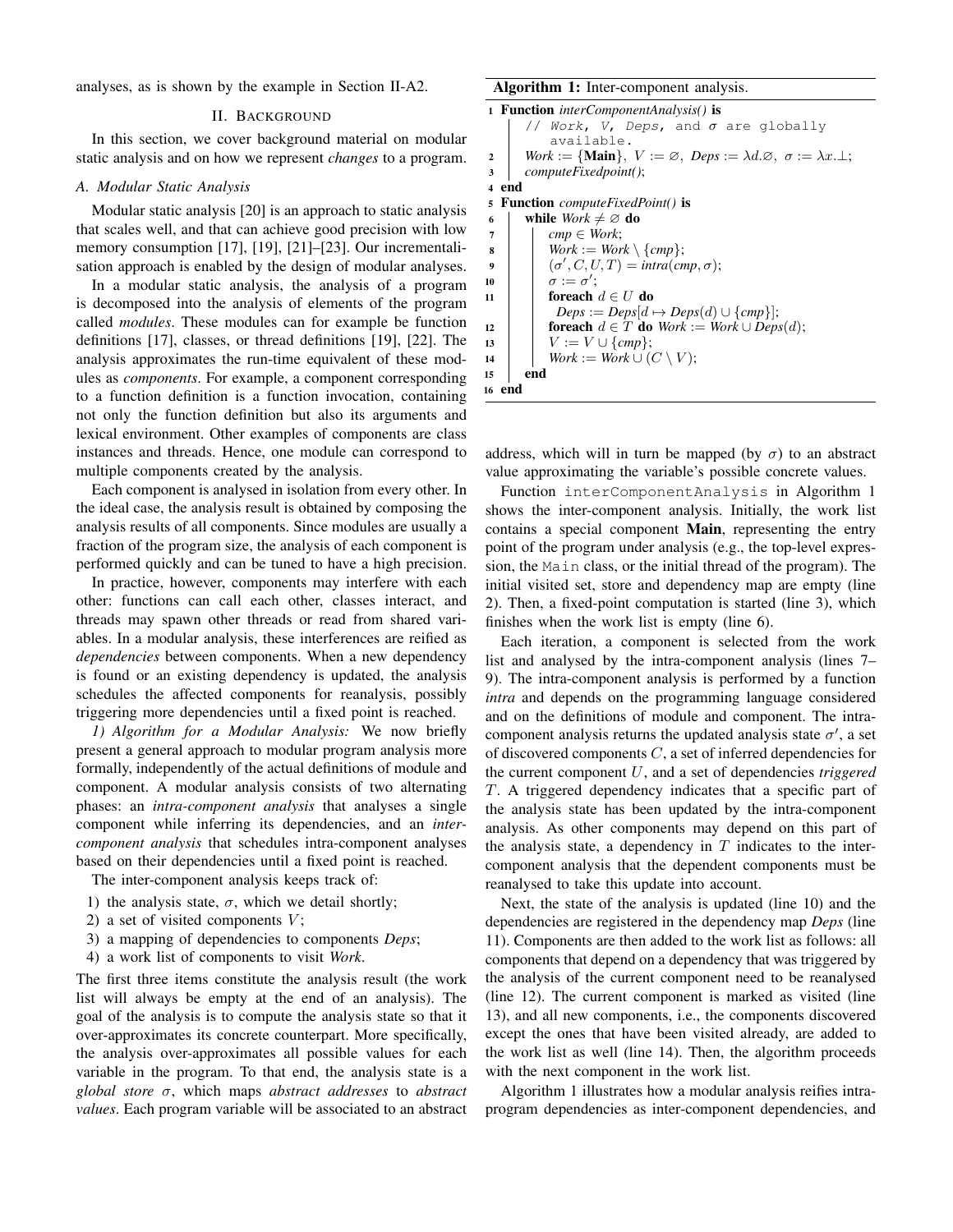analyses, as is shown by the example in Section II-A2.

## II. Background

In this section, we cover background material on modular static analysis and on how we represent *changes* to a program.

### A. Modular Static Analysis

Modular static analysis [20] is an approach to static analysis that scales well, and that can achieve good precision with low memory consumption [17], [19], [21]–[23]. Our incrementalisation approach is enabled by the design of modular analyses.

In a modular static analysis, the analysis of a program is decomposed into the analysis of elements of the program called *modules*. These modules can for example be function definitions [17], classes, or thread definitions [19], [22]. The analysis approximates the run-time equivalent of these modules as *components*. For example, a component corresponding to a function definition is a function invocation, containing not only the function definition but also its arguments and lexical environment. Other examples of components are class instances and threads. Hence, one module can correspond to multiple components created by the analysis.

Each component is analysed in isolation from every other. In the ideal case, the analysis result is obtained by composing the analysis results of all components. Since modules are usually a fraction of the program size, the analysis of each component is performed quickly and can be tuned to have a high precision.

In practice, however, components may interfere with each other: functions can call each other, classes interact, and threads may spawn other threads or read from shared variables. In a modular analysis, these interferences are reified as *dependencies* between components. When a new dependency is found or an existing dependency is updated, the analysis schedules the affected components for reanalysis, possibly triggering more dependencies until a fixed point is reached.

*1) Algorithm for a Modular Analysis:* We now briefly present a general approach to modular program analysis more formally, independently of the actual definitions of module and component. A modular analysis consists of two alternating phases: an *intra-component analysis* that analyses a single component while inferring its dependencies, and an *inter-component analysis* that schedules intra-component analyses based on their dependencies until a fixed point is reached.

The inter-component analysis keeps track of:

1) the analysis state, $\sigma$, which we detail shortly;
2) a set of visited components $V$;
3) a mapping of dependencies to components *Deps*;
4) a work list of components to visit *Work*.

The first three items constitute the analysis result (the work list will always be empty at the end of an analysis). The goal of the analysis is to compute the analysis state so that it over-approximates its concrete counterpart. More specifically, the analysis over-approximates all possible values for each variable in the program. To that end, the analysis state is a *global store* $\sigma$, which maps *abstract addresses* to *abstract values*. Each program variable will be associated to an abstract address, which will in turn be mapped (by $\sigma$) to an abstract value approximating the variable's possible concrete values.

**Algorithm 1:** Inter-component analysis.

```
1  Function interComponentAnalysis() is
       // Work, V, Deps, and σ are globally available.
2      Work := {Main}, V := ∅, Deps := λd.∅, σ := λx.⊥;
3      computeFixedpoint();
4  end
5  Function computeFixedPoint() is
6      while Work ≠ ∅ do
7          cmp ∈ Work;
8          Work := Work \ {cmp};
9          (σ', C, U, T) = intra(cmp, σ);
10         σ := σ';
11         foreach d ∈ U do
               Deps := Deps[d ↦ Deps(d) ∪ {cmp}];
12         foreach d ∈ T do Work := Work ∪ Deps(d);
13         V := V ∪ {cmp};
14         Work := Work ∪ (C \ V);
15     end
16 end
```

Function `interComponentAnalysis` in Algorithm 1 shows the inter-component analysis. Initially, the work list contains a special component **Main**, representing the entry point of the program under analysis (e.g., the top-level expression, the `Main` class, or the initial thread of the program). The initial visited set, store and dependency map are empty (line 2). Then, a fixed-point computation is started (line 3), which finishes when the work list is empty (line 6).

Each iteration, a component is selected from the work list and analysed by the intra-component analysis (lines 7–9). The intra-component analysis is performed by a function *intra* and depends on the programming language considered and on the definitions of module and component. The intra-component analysis returns the updated analysis state $\sigma'$, a set of discovered components $C$, a set of inferred dependencies for the current component $U$, and a set of dependencies *triggered* $T$. A triggered dependency indicates that a specific part of the analysis state has been updated by the intra-component analysis. As other components may depend on this part of the analysis state, a dependency in $T$ indicates to the inter-component analysis that the dependent components must be reanalysed to take this update into account.

Next, the state of the analysis is updated (line 10) and the dependencies are registered in the dependency map *Deps* (line 11). Components are then added to the work list as follows: all components that depend on a dependency that was triggered by the analysis of the current component need to be reanalysed (line 12). The current component is marked as visited (line 13), and all new components, i.e., the components discovered except the ones that have been visited already, are added to the work list as well (line 14). Then, the algorithm proceeds with the next component in the work list.

Algorithm 1 illustrates how a modular analysis reifies intra-program dependencies as inter-component dependencies, and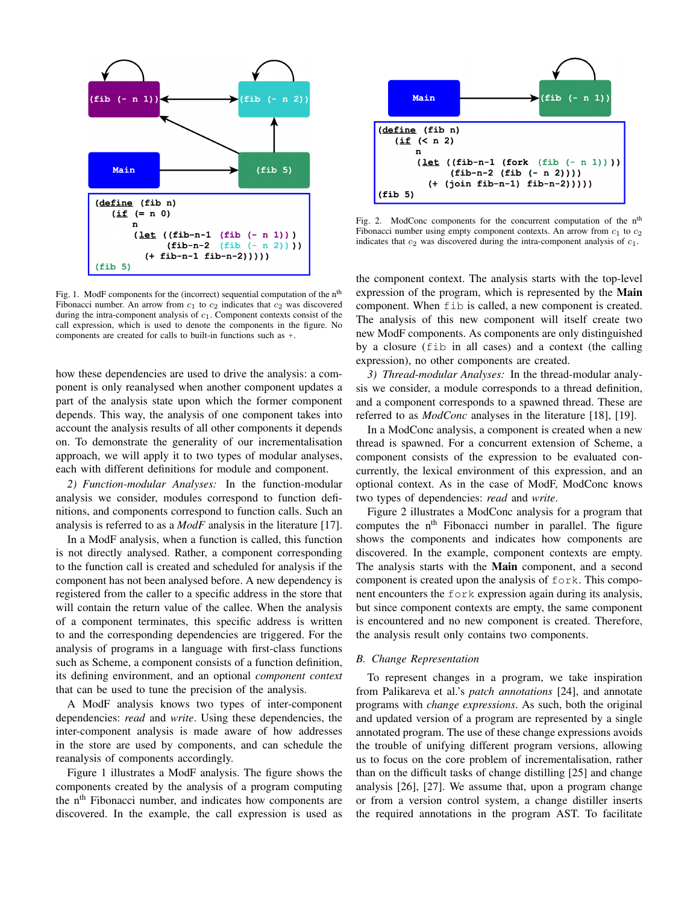```
(define (fib n)
  (if (= n 0)
      n
      (let ((fib-n-1 (fib (- n 1)))
            (fib-n-2 (fib (- n 2))))
        (+ fib-n-1 fib-n-2)))))
(fib 5)
```

Fig. 1. ModF components for the (incorrect) sequential computation of the n[th] Fibonacci number. An arrow from $c_1$ to $c_2$ indicates that $c_2$ was discovered during the intra-component analysis of $c_1$. Component contexts consist of the call expression, which is used to denote the components in the figure. No components are created for calls to built-in functions such as +.

```
(define (fib n)
  (if (< n 2)
      n
      (let ((fib-n-1 (fork (fib (- n 1))))
            (fib-n-2 (fib (- n 2))))
        (+ (join fib-n-1) fib-n-2)))))
(fib 5)
```

Fig. 2. ModConc components for the concurrent computation of the n[th] Fibonacci number using empty component contexts. An arrow from $c_1$ to $c_2$ indicates that $c_2$ was discovered during the intra-component analysis of $c_1$.

how these dependencies are used to drive the analysis: a component is only reanalysed when another component updates a part of the analysis state upon which the former component depends. This way, the analysis of one component takes into account the analysis results of all other components it depends on. To demonstrate the generality of our incrementalisation approach, we will apply it to two types of modular analyses, each with different definitions for module and component.

*2) Function-modular Analyses:* In the function-modular analysis we consider, modules correspond to function definitions, and components correspond to function calls. Such an analysis is referred to as a *ModF* analysis in the literature [17].

In a ModF analysis, when a function is called, this function is not directly analysed. Rather, a component corresponding to the function call is created and scheduled for analysis if the component has not been analysed before. A new dependency is registered from the caller to a specific address in the store that will contain the return value of the callee. When the analysis of a component terminates, this specific address is written to and the corresponding dependencies are triggered. For the analysis of programs in a language with first-class functions such as Scheme, a component consists of a function definition, its defining environment, and an optional *component context* that can be used to tune the precision of the analysis.

A ModF analysis knows two types of inter-component dependencies: *read* and *write*. Using these dependencies, the inter-component analysis is made aware of how addresses in the store are used by components, and can schedule the reanalysis of components accordingly.

Figure 1 illustrates a ModF analysis. The figure shows the components created by the analysis of a program computing the n[th] Fibonacci number, and indicates how components are discovered. In the example, the call expression is used as the component context. The analysis starts with the top-level expression of the program, which is represented by the **Main** component. When `fib` is called, a new component is created. The analysis of this new component will itself create two new ModF components. As components are only distinguished by a closure (`fib` in all cases) and a context (the calling expression), no other components are created.

*3) Thread-modular Analyses:* In the thread-modular analysis we consider, a module corresponds to a thread definition, and a component corresponds to a spawned thread. These are referred to as *ModConc* analyses in the literature [18], [19].

In a ModConc analysis, a component is created when a new thread is spawned. For a concurrent extension of Scheme, a component consists of the expression to be evaluated concurrently, the lexical environment of this expression, and an optional context. As in the case of ModF, ModConc knows two types of dependencies: *read* and *write*.

Figure 2 illustrates a ModConc analysis for a program that computes the n[th] Fibonacci number in parallel. The figure shows the components and indicates how components are discovered. In the example, component contexts are empty. The analysis starts with the **Main** component, and a second component is created upon the analysis of `fork`. This component then encounters the `fork` expression again during its analysis, but since component contexts are empty, the same component is encountered and no new component is created. Therefore, the analysis result only contains two components.

### B. Change Representation

To represent changes in a program, we take inspiration from Palikareva et al.'s *patch annotations* [24], and annotate programs with *change expressions*. As such, both the original and updated version of a program are represented by a single annotated program. The use of these change expressions avoids the trouble of unifying different program versions, allowing us to focus on the core problem of incrementalisation, rather than on the difficult tasks of change distilling [25] and change analysis [26], [27]. We assume that, upon a program change or from a version control system, a change distiller inserts the required annotations in the program AST. To facilitate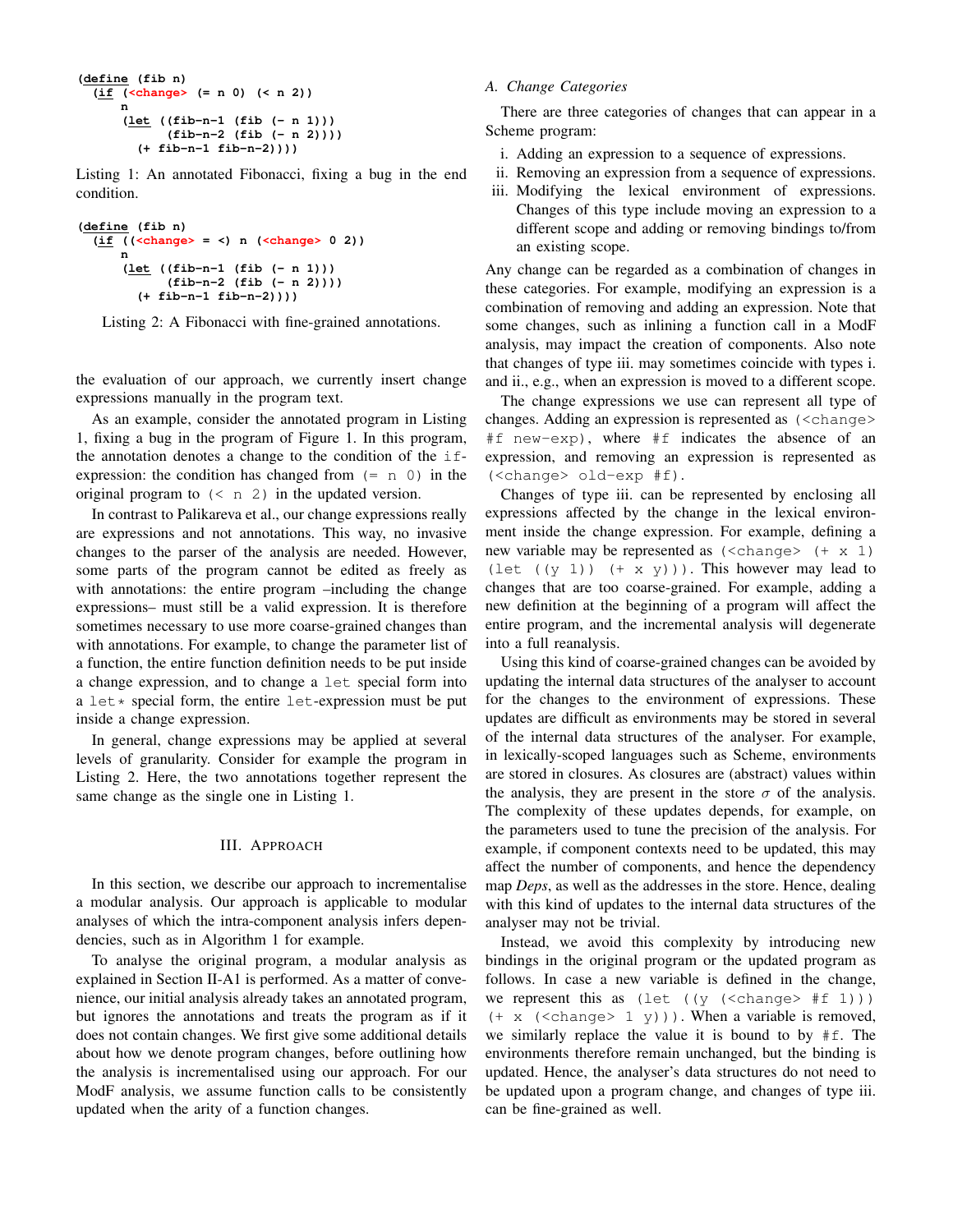```
(define (fib n)
  (if (<change> (= n 0) (< n 2))
      n
      (let ((fib-n-1 (fib (- n 1)))
            (fib-n-2 (fib (- n 2))))
        (+ fib-n-1 fib-n-2))))
```

Listing 1: An annotated Fibonacci, fixing a bug in the end condition.

```
(define (fib n)
  (if ((<change> = <) n (<change> 0 2))
      n
      (let ((fib-n-1 (fib (- n 1)))
            (fib-n-2 (fib (- n 2))))
        (+ fib-n-1 fib-n-2))))
```

Listing 2: A Fibonacci with fine-grained annotations.

the evaluation of our approach, we currently insert change expressions manually in the program text.

As an example, consider the annotated program in Listing 1, fixing a bug in the program of Figure 1. In this program, the annotation denotes a change to the condition of the `if`-expression: the condition has changed from `(= n 0)` in the original program to `(< n 2)` in the updated version.

In contrast to Palikareva et al., our change expressions really are expressions and not annotations. This way, no invasive changes to the parser of the analysis are needed. However, some parts of the program cannot be edited as freely as with annotations: the entire program –including the change expressions– must still be a valid expression. It is therefore sometimes necessary to use more coarse-grained changes than with annotations. For example, to change the parameter list of a function, the entire function definition needs to be put inside a change expression, and to change a `let` special form into a `let*` special form, the entire `let`-expression must be put inside a change expression.

In general, change expressions may be applied at several levels of granularity. Consider for example the program in Listing 2. Here, the two annotations together represent the same change as the single one in Listing 1.

## III. Approach

In this section, we describe our approach to incrementalise a modular analysis. Our approach is applicable to modular analyses of which the intra-component analysis infers dependencies, such as in Algorithm 1 for example.

To analyse the original program, a modular analysis as explained in Section II-A1 is performed. As a matter of convenience, our initial analysis already takes an annotated program, but ignores the annotations and treats the program as if it does not contain changes. We first give some additional details about how we denote program changes, before outlining how the analysis is incrementalised using our approach. For our ModF analysis, we assume function calls to be consistently updated when the arity of a function changes.

### A. Change Categories

There are three categories of changes that can appear in a Scheme program:

i. Adding an expression to a sequence of expressions.
ii. Removing an expression from a sequence of expressions.
iii. Modifying the lexical environment of expressions. Changes of this type include moving an expression to a different scope and adding or removing bindings to/from an existing scope.

Any change can be regarded as a combination of changes in these categories. For example, modifying an expression is a combination of removing and adding an expression. Note that some changes, such as inlining a function call in a ModF analysis, may impact the creation of components. Also note that changes of type iii. may sometimes coincide with types i. and ii., e.g., when an expression is moved to a different scope.

The change expressions we use can represent all type of changes. Adding an expression is represented as `(<change> #f new-exp)`, where `#f` indicates the absence of an expression, and removing an expression is represented as `(<change> old-exp #f)`.

Changes of type iii. can be represented by enclosing all expressions affected by the change in the lexical environment inside the change expression. For example, defining a new variable may be represented as `(<change> (+ x 1) (let ((y 1)) (+ x y)))`. This however may lead to changes that are too coarse-grained. For example, adding a new definition at the beginning of a program will affect the entire program, and the incremental analysis will degenerate into a full reanalysis.

Using this kind of coarse-grained changes can be avoided by updating the internal data structures of the analyser to account for the changes to the environment of expressions. These updates are difficult as environments may be stored in several of the internal data structures of the analyser. For example, in lexically-scoped languages such as Scheme, environments are stored in closures. As closures are (abstract) values within the analysis, they are present in the store $\sigma$ of the analysis. The complexity of these updates depends, for example, on the parameters used to tune the precision of the analysis. For example, if component contexts need to be updated, this may affect the number of components, and hence the dependency map *Deps*, as well as the addresses in the store. Hence, dealing with this kind of updates to the internal data structures of the analyser may not be trivial.

Instead, we avoid this complexity by introducing new bindings in the original program or the updated program as follows. In case a new variable is defined in the change, we represent this as `(let ((y (<change> #f 1))) (+ x (<change> 1 y)))`. When a variable is removed, we similarly replace the value it is bound to by `#f`. The environments therefore remain unchanged, but the binding is updated. Hence, the analyser's data structures do not need to be updated upon a program change, and changes of type iii. can be fine-grained as well.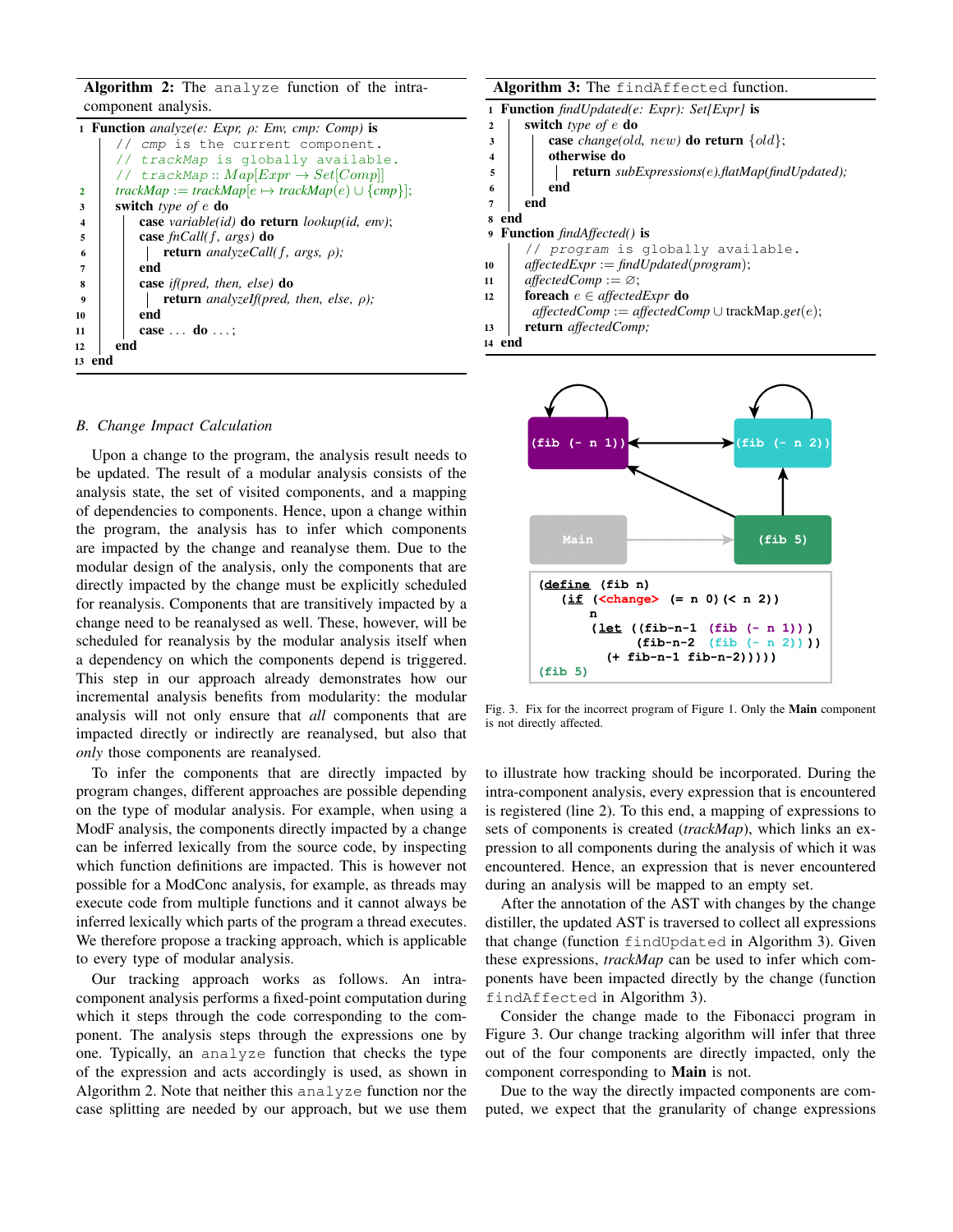**Algorithm 2:** The `analyze` function of the intra-component analysis.

```
1  Function analyze(e: Expr, ρ: Env, cmp: Comp) is
       // cmp is the current component.
       // trackMap is globally available.
       // trackMap :: Map[Expr → Set[Comp]]
2      trackMap := trackMap[e ↦ trackMap(e) ∪ {cmp}];
3      switch type of e do
4          case variable(id) do return lookup(id, env);
5          case fnCall(f, args) do
6              return analyzeCall(f, args, ρ);
7          end
8          case if(pred, then, else) do
9              return analyzeIf(pred, then, else, ρ);
10         end
11         case ... do ...;
12     end
13 end
```

**Algorithm 3:** The `findAffected` function.

```
1  Function findUpdated(e: Expr): Set[Expr] is
2      switch type of e do
3          case change(old, new) do return {old};
4          otherwise do
5              return subExpressions(e).flatMap(findUpdated);
6          end
7      end
8  end
9  Function findAffected() is
       // program is globally available.
10     affectedExpr := findUpdated(program);
11     affectedComp := ∅;
12     foreach e ∈ affectedExpr do
           affectedComp := affectedComp ∪ trackMap.get(e);
13     return affectedComp;
14 end
```

## B. Change Impact Calculation

Upon a change to the program, the analysis result needs to be updated. The result of a modular analysis consists of the analysis state, the set of visited components, and a mapping of dependencies to components. Hence, upon a change within the program, the analysis has to infer which components are impacted by the change and reanalyse them. Due to the modular design of the analysis, only the components that are directly impacted by the change must be explicitly scheduled for reanalysis. Components that are transitively impacted by a change need to be reanalysed as well. These, however, will be scheduled for reanalysis by the modular analysis itself when a dependency on which the components depend is triggered. This step in our approach already demonstrates how our incremental analysis benefits from modularity: the modular analysis will not only ensure that *all* components that are impacted directly or indirectly are reanalysed, but also that *only* those components are reanalysed.

To infer the components that are directly impacted by program changes, different approaches are possible depending on the type of modular analysis. For example, when using a ModF analysis, the components directly impacted by a change can be inferred lexically from the source code, by inspecting which function definitions are impacted. This is however not possible for a ModConc analysis, for example, as threads may execute code from multiple functions and it cannot always be inferred lexically which parts of the program a thread executes. We therefore propose a tracking approach, which is applicable to every type of modular analysis.

Our tracking approach works as follows. An intra-component analysis performs a fixed-point computation during which it steps through the code corresponding to the component. The analysis steps through the expressions one by one. Typically, an `analyze` function that checks the type of the expression and acts accordingly is used, as shown in Algorithm 2. Note that neither this `analyze` function nor the case splitting are needed by our approach, but we use them to illustrate how tracking should be incorporated. During the intra-component analysis, every expression that is encountered is registered (line 2). To this end, a mapping of expressions to sets of components is created (*trackMap*), which links an expression to all components during the analysis of which it was encountered. Hence, an expression that is never encountered during an analysis will be mapped to an empty set.

After the annotation of the AST with changes by the change distiller, the updated AST is traversed to collect all expressions that change (function `findUpdated` in Algorithm 3). Given these expressions, *trackMap* can be used to infer which components have been impacted directly by the change (function `findAffected` in Algorithm 3).

```
(define (fib n)
  (if (<change> (= n 0)(< n 2))
      n
      (let ((fib-n-1 (fib (- n 1)))
            (fib-n-2 (fib (- n 2))))
        (+ fib-n-1 fib-n-2))))
(fib 5)
```

Fig. 3. Fix for the incorrect program of Figure 1. Only the **Main** component is not directly affected.

Consider the change made to the Fibonacci program in Figure 3. Our change tracking algorithm will infer that three out of the four components are directly impacted, only the component corresponding to **Main** is not.

Due to the way the directly impacted components are computed, we expect that the granularity of change expressions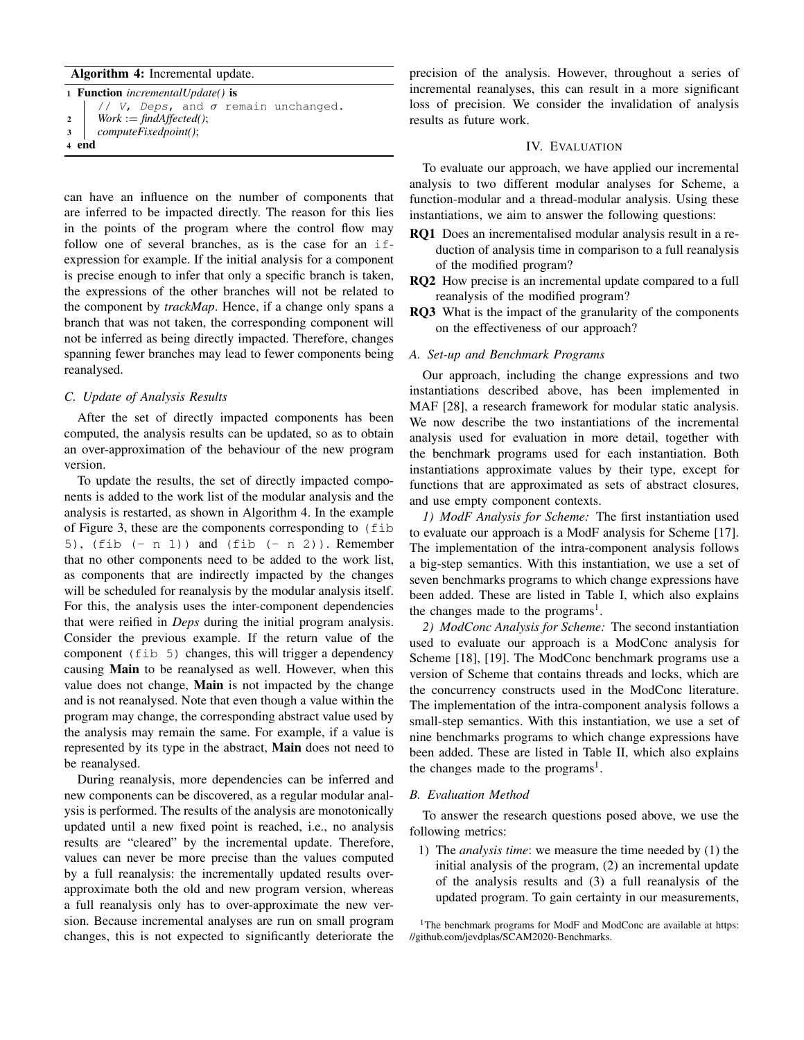**Algorithm 4:** Incremental update.

```
1 Function incrementalUpdate() is
      // V, Deps, and σ remain unchanged.
2     Work := findAffected();
3     computeFixedpoint();
4 end
```

can have an influence on the number of components that are inferred to be impacted directly. The reason for this lies in the points of the program where the control flow may follow one of several branches, as is the case for an `if`-expression for example. If the initial analysis for a component is precise enough to infer that only a specific branch is taken, the expressions of the other branches will not be related to the component by *trackMap*. Hence, if a change only spans a branch that was not taken, the corresponding component will not be inferred as being directly impacted. Therefore, changes spanning fewer branches may lead to fewer components being reanalysed.

### C. Update of Analysis Results

After the set of directly impacted components has been computed, the analysis results can be updated, so as to obtain an over-approximation of the behaviour of the new program version.

To update the results, the set of directly impacted components is added to the work list of the modular analysis and the analysis is restarted, as shown in Algorithm 4. In the example of Figure 3, these are the components corresponding to `(fib 5)`, `(fib (- n 1))` and `(fib (- n 2))`. Remember that no other components need to be added to the work list, as components that are indirectly impacted by the changes will be scheduled for reanalysis by the modular analysis itself. For this, the analysis uses the inter-component dependencies that were reified in *Deps* during the initial program analysis. Consider the previous example. If the return value of the component `(fib 5)` changes, this will trigger a dependency causing **Main** to be reanalysed as well. However, when this value does not change, **Main** is not impacted by the change and is not reanalysed. Note that even though a value within the program may change, the corresponding abstract value used by the analysis may remain the same. For example, if a value is represented by its type in the abstract, **Main** does not need to be reanalysed.

During reanalysis, more dependencies can be inferred and new components can be discovered, as a regular modular analysis is performed. The results of the analysis are monotonically updated until a new fixed point is reached, i.e., no analysis results are "cleared" by the incremental update. Therefore, values can never be more precise than the values computed by a full reanalysis: the incrementally updated results over-approximate both the old and new program version, whereas a full reanalysis only has to over-approximate the new version. Because incremental analyses are run on small program changes, this is not expected to significantly deteriorate the precision of the analysis. However, throughout a series of incremental reanalyses, this can result in a more significant loss of precision. We consider the invalidation of analysis results as future work.

## IV. Evaluation

To evaluate our approach, we have applied our incremental analysis to two different modular analyses for Scheme, a function-modular and a thread-modular analysis. Using these instantiations, we aim to answer the following questions:

- **RQ1** Does an incrementalised modular analysis result in a reduction of analysis time in comparison to a full reanalysis of the modified program?
- **RQ2** How precise is an incremental update compared to a full reanalysis of the modified program?
- **RQ3** What is the impact of the granularity of the components on the effectiveness of our approach?

### A. Set-up and Benchmark Programs

Our approach, including the change expressions and two instantiations described above, has been implemented in MAF [28], a research framework for modular static analysis. We now describe the two instantiations of the incremental analysis used for evaluation in more detail, together with the benchmark programs used for each instantiation. Both instantiations approximate values by their type, except for functions that are approximated as sets of abstract closures, and use empty component contexts.

*1) ModF Analysis for Scheme:* The first instantiation used to evaluate our approach is a ModF analysis for Scheme [17]. The implementation of the intra-component analysis follows a big-step semantics. With this instantiation, we use a set of seven benchmarks programs to which change expressions have been added. These are listed in Table I, which also explains the changes made to the programs[1].

*2) ModConc Analysis for Scheme:* The second instantiation used to evaluate our approach is a ModConc analysis for Scheme [18], [19]. The ModConc benchmark programs use a version of Scheme that contains threads and locks, which are the concurrency constructs used in the ModConc literature. The implementation of the intra-component analysis follows a small-step semantics. With this instantiation, we use a set of nine benchmarks programs to which change expressions have been added. These are listed in Table II, which also explains the changes made to the programs[1].

### B. Evaluation Method

To answer the research questions posed above, we use the following metrics:

1) The *analysis time*: we measure the time needed by (1) the initial analysis of the program, (2) an incremental update of the analysis results and (3) a full reanalysis of the updated program. To gain certainty in our measurements,

[1]The benchmark programs for ModF and ModConc are available at https://github.com/jevdplas/SCAM2020-Benchmarks.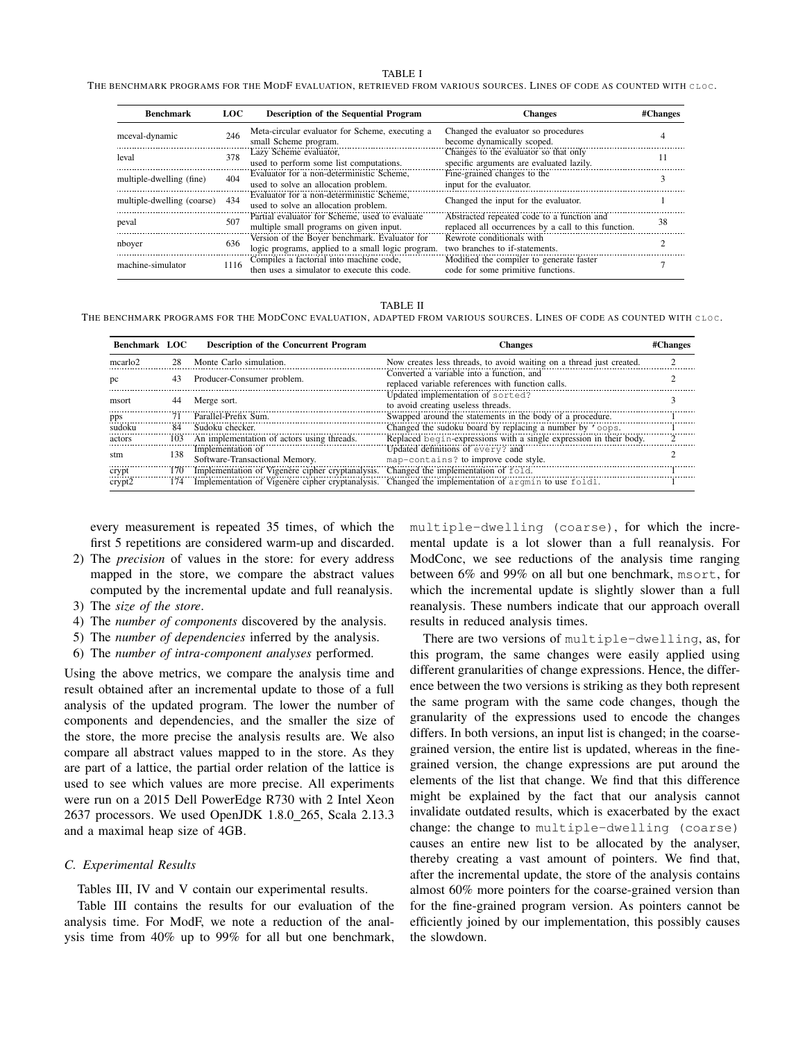TABLE I

THE BENCHMARK PROGRAMS FOR THE MODF EVALUATION, RETRIEVED FROM VARIOUS SOURCES. LINES OF CODE AS COUNTED WITH `CLOC`.

| Benchmark | LOC | Description of the Sequential Program | Changes | #Changes |
|---|---|---|---|---|
| mceval-dynamic | 246 | Meta-circular evaluator for Scheme, executing a small Scheme program. | Changed the evaluator so procedures become dynamically scoped. | 4 |
| leval | 378 | Lazy Scheme evaluator, used to perform some list computations. | Changes to the evaluator so that only specific arguments are evaluated lazily. | 11 |
| multiple-dwelling (fine) | 404 | Evaluator for a non-deterministic Scheme, used to solve an allocation problem. | Fine-grained changes to the input for the evaluator. | 3 |
| multiple-dwelling (coarse) | 434 | Evaluator for a non-deterministic Scheme, used to solve an allocation problem. | Changed the input for the evaluator. | 1 |
| peval | 507 | Partial evaluator for Scheme, used to evaluate multiple small programs on given input. | Abstracted repeated code to a function and replaced all occurrences by a call to this function. | 38 |
| nboyer | 636 | Version of the Boyer benchmark. Evaluator for logic programs, applied to a small logic program. | Rewrote conditionals with two branches to if-statements. | 2 |
| machine-simulator | 1116 | Compiles a factorial into machine code, then uses a simulator to execute this code. | Modified the compiler to generate faster code for some primitive functions. | 7 |

TABLE II

THE BENCHMARK PROGRAMS FOR THE MODCONC EVALUATION, ADAPTED FROM VARIOUS SOURCES. LINES OF CODE AS COUNTED WITH `CLOC`.

| Benchmark | LOC | Description of the Concurrent Program | Changes | #Changes |
|---|---|---|---|---|
| mcarlo2 | 28 | Monte Carlo simulation. | Now creates less threads, to avoid waiting on a thread just created. | 2 |
| pc | 43 | Producer-Consumer problem. | Converted a variable into a function, and replaced variable references with function calls. | 2 |
| msort | 44 | Merge sort. | Updated implementation of `sorted?` to avoid creating useless threads. | 3 |
| pps | 71 | Parallel-Prefix Sum. | Swapped around the statements in the body of a procedure. | 1 |
| sudoku | 84 | Sudoku checker. | Changed the sudoku board by replacing a number by `'oops`. | 1 |
| actors | 103 | An implementation of actors using threads. | Replaced `begin`-expressions with a single expression in their body. | 2 |
| stm | 138 | Implementation of Software-Transactional Memory. | Updated definitions of `every?` and `map-contains?` to improve code style. | 2 |
| crypt | 170 | Implementation of Vigenère cipher cryptanalysis. | Changed the implementation of `fold`. | 1 |
| crypt2 | 174 | Implementation of Vigenère cipher cryptanalysis. | Changed the implementation of `argmin` to use `foldl`. | 1 |

every measurement is repeated 35 times, of which the first 5 repetitions are considered warm-up and discarded.

2) The *precision* of values in the store: for every address mapped in the store, we compare the abstract values computed by the incremental update and full reanalysis.
3) The *size of the store*.
4) The *number of components* discovered by the analysis.
5) The *number of dependencies* inferred by the analysis.
6) The *number of intra-component analyses* performed.

Using the above metrics, we compare the analysis time and result obtained after an incremental update to those of a full analysis of the updated program. The lower the number of components and dependencies, and the smaller the size of the store, the more precise the analysis results are. We also compare all abstract values mapped to in the store. As they are part of a lattice, the partial order relation of the lattice is used to see which values are more precise. All experiments were run on a 2015 Dell PowerEdge R730 with 2 Intel Xeon 2637 processors. We used OpenJDK 1.8.0_265, Scala 2.13.3 and a maximal heap size of 4GB.

### C. Experimental Results

Tables III, IV and V contain our experimental results.

Table III contains the results for our evaluation of the analysis time. For ModF, we note a reduction of the analysis time from 40% up to 99% for all but one benchmark, `multiple-dwelling (coarse)`, for which the incremental update is a lot slower than a full reanalysis. For ModConc, we see reductions of the analysis time ranging between 6% and 99% on all but one benchmark, `msort`, for which the incremental update is slightly slower than a full reanalysis. These numbers indicate that our approach overall results in reduced analysis times.

There are two versions of `multiple-dwelling`, as, for this program, the same changes were easily applied using different granularities of change expressions. Hence, the difference between the two versions is striking as they both represent the same program with the same code changes, though the granularity of the expressions used to encode the changes differs. In both versions, an input list is changed; in the coarse-grained version, the entire list is updated, whereas in the fine-grained version, the change expressions are put around the elements of the list that change. We find that this difference might be explained by the fact that our analysis cannot invalidate outdated results, which is exacerbated by the exact change: the change to `multiple-dwelling (coarse)` causes an entire new list to be allocated by the analyser, thereby creating a vast amount of pointers. We find that, after the incremental update, the store of the analysis contains almost 60% more pointers for the coarse-grained version than for the fine-grained program version. As pointers cannot be efficiently joined by our implementation, this possibly causes the slowdown.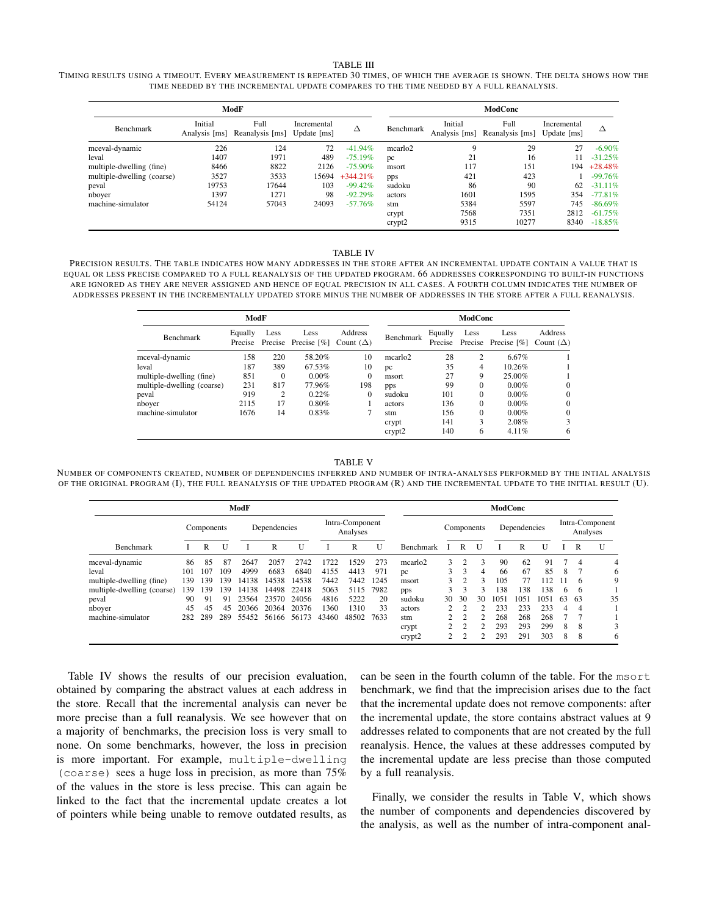TABLE III

Timing results using a timeout. Every measurement is repeated 30 times, of which the average is shown. The delta shows how the time needed by the incremental update compares to the time needed by a full reanalysis.

| ModF | | | | | ModConc | | | | |
|---|---|---|---|---|---|---|---|---|---|
| Benchmark | Initial Analysis [ms] | Full Reanalysis [ms] | Incremental Update [ms] | Δ | Benchmark | Initial Analysis [ms] | Full Reanalysis [ms] | Incremental Update [ms] | Δ |
| mceval-dynamic | 226 | 124 | 72 | -41.94% | mcarlo2 | 9 | 29 | 27 | -6.90% |
| leval | 1407 | 1971 | 489 | -75.19% | pc | 21 | 16 | 11 | -31.25% |
| multiple-dwelling (fine) | 8466 | 8822 | 2126 | -75.90% | msort | 117 | 151 | 194 | +28.48% |
| multiple-dwelling (coarse) | 3527 | 3533 | 15694 | +344.21% | pps | 421 | 423 | 1 | -99.76% |
| peval | 19753 | 17644 | 103 | -99.42% | sudoku | 86 | 90 | 62 | -31.11% |
| nboyer | 1397 | 1271 | 98 | -92.29% | actors | 1601 | 1595 | 354 | -77.81% |
| machine-simulator | 54124 | 57043 | 24093 | -57.76% | stm | 5384 | 5597 | 745 | -86.69% |
| | | | | | crypt | 7568 | 7351 | 2812 | -61.75% |
| | | | | | crypt2 | 9315 | 10277 | 8340 | -18.85% |

TABLE IV

Precision results. The table indicates how many addresses in the store after an incremental update contain a value that is equal or less precise compared to a full reanalysis of the updated program. 66 addresses corresponding to built-in functions are ignored as they are never assigned and hence of equal precision in all cases. A fourth column indicates the number of addresses present in the incrementally updated store minus the number of addresses in the store after a full reanalysis.

| ModF | | | | | ModConc | | | | |
|---|---|---|---|---|---|---|---|---|---|
| Benchmark | Equally Precise | Less Precise | Less Precise [%] | Address Count (Δ) | Benchmark | Equally Precise | Less Precise | Less Precise [%] | Address Count (Δ) |
| mceval-dynamic | 158 | 220 | 58.20% | 10 | mcarlo2 | 28 | 2 | 6.67% | 1 |
| leval | 187 | 389 | 67.53% | 10 | pc | 35 | 4 | 10.26% | 1 |
| multiple-dwelling (fine) | 851 | 0 | 0.00% | 0 | msort | 27 | 9 | 25.00% | 1 |
| multiple-dwelling (coarse) | 231 | 817 | 77.96% | 198 | pps | 99 | 0 | 0.00% | 0 |
| peval | 919 | 2 | 0.22% | 0 | sudoku | 101 | 0 | 0.00% | 0 |
| nboyer | 2115 | 17 | 0.80% | 1 | actors | 136 | 0 | 0.00% | 0 |
| machine-simulator | 1676 | 14 | 0.83% | 7 | stm | 156 | 0 | 0.00% | 0 |
| | | | | | crypt | 141 | 3 | 2.08% | 3 |
| | | | | | crypt2 | 140 | 6 | 4.11% | 6 |

TABLE V

Number of components created, number of dependencies inferred and number of intra-analyses performed by the intial analysis of the original program (I), the full reanalysis of the updated program (R) and the incremental update to the initial result (U).

| ModF | | | | | | | | | | ModConc | | | | | | | | | |
|---|---|---|---|---|---|---|---|---|---|---|---|---|---|---|---|---|---|---|---|
| | Components | | | Dependencies | | | Intra-Component Analyses | | | | Components | | | Dependencies | | | Intra-Component Analyses | | |
| Benchmark | I | R | U | I | R | U | I | R | U | Benchmark | I | R | U | I | R | U | I | R | U |
| mceval-dynamic | 86 | 85 | 87 | 2647 | 2057 | 2742 | 1722 | 1529 | 273 | mcarlo2 | 3 | 2 | 3 | 90 | 62 | 91 | 7 | 4 | 4 |
| leval | 101 | 107 | 109 | 4999 | 6683 | 6840 | 4155 | 4413 | 971 | pc | 3 | 3 | 4 | 66 | 67 | 85 | 8 | 7 | 6 |
| multiple-dwelling (fine) | 139 | 139 | 139 | 14138 | 14538 | 14538 | 7442 | 7442 | 1245 | msort | 3 | 2 | 3 | 105 | 77 | 112 | 11 | 6 | 9 |
| multiple-dwelling (coarse) | 139 | 139 | 139 | 14138 | 14498 | 22418 | 5063 | 5115 | 7982 | pps | 3 | 3 | 3 | 138 | 138 | 138 | 6 | 6 | 1 |
| peval | 90 | 91 | 91 | 23564 | 23570 | 24056 | 4816 | 5222 | 20 | sudoku | 30 | 30 | 30 | 1051 | 1051 | 1051 | 63 | 63 | 35 |
| nboyer | 45 | 45 | 45 | 20366 | 20364 | 20376 | 1360 | 1310 | 33 | actors | 2 | 2 | 2 | 233 | 233 | 233 | 4 | 4 | 1 |
| machine-simulator | 282 | 289 | 289 | 55452 | 56166 | 56173 | 43460 | 48502 | 7633 | stm | 2 | 2 | 2 | 268 | 268 | 268 | 7 | 7 | 1 |
| | | | | | | | | | | crypt | 2 | 2 | 2 | 293 | 293 | 299 | 8 | 8 | 3 |
| | | | | | | | | | | crypt2 | 2 | 2 | 2 | 293 | 291 | 303 | 8 | 8 | 6 |

Table IV shows the results of our precision evaluation, obtained by comparing the abstract values at each address in the store. Recall that the incremental analysis can never be more precise than a full reanalysis. We see however that on a majority of benchmarks, the precision loss is very small to none. On some benchmarks, however, the loss in precision is more important. For example, `multiple-dwelling (coarse)` sees a huge loss in precision, as more than 75% of the values in the store is less precise. This can again be linked to the fact that the incremental update creates a lot of pointers while being unable to remove outdated results, as can be seen in the fourth column of the table. For the `msort` benchmark, we find that the imprecision arises due to the fact that the incremental update does not remove components: after the incremental update, the store contains abstract values at 9 addresses related to components that are not created by the full reanalysis. Hence, the values at these addresses computed by the incremental update are less precise than those computed by a full reanalysis.

Finally, we consider the results in Table V, which shows the number of components and dependencies discovered by the analysis, as well as the number of intra-component anal-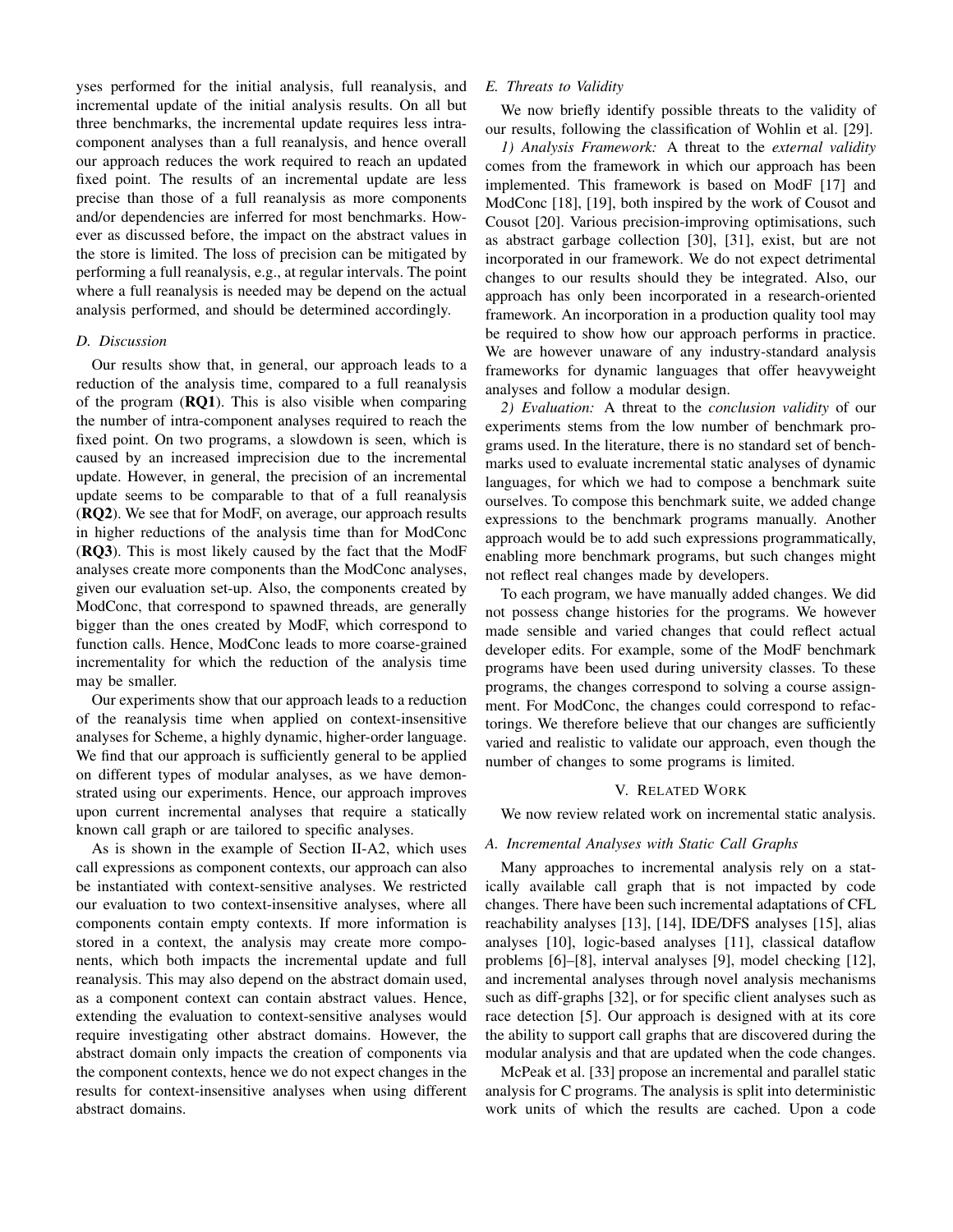yses performed for the initial analysis, full reanalysis, and incremental update of the initial analysis results. On all but three benchmarks, the incremental update requires less intra-component analyses than a full reanalysis, and hence overall our approach reduces the work required to reach an updated fixed point. The results of an incremental update are less precise than those of a full reanalysis as more components and/or dependencies are inferred for most benchmarks. However as discussed before, the impact on the abstract values in the store is limited. The loss of precision can be mitigated by performing a full reanalysis, e.g., at regular intervals. The point where a full reanalysis is needed may be depend on the actual analysis performed, and should be determined accordingly.

### D. Discussion

Our results show that, in general, our approach leads to a reduction of the analysis time, compared to a full reanalysis of the program (**RQ1**). This is also visible when comparing the number of intra-component analyses required to reach the fixed point. On two programs, a slowdown is seen, which is caused by an increased imprecision due to the incremental update. However, in general, the precision of an incremental update seems to be comparable to that of a full reanalysis (**RQ2**). We see that for ModF, on average, our approach results in higher reductions of the analysis time than for ModConc (**RQ3**). This is most likely caused by the fact that the ModF analyses create more components than the ModConc analyses, given our evaluation set-up. Also, the components created by ModConc, that correspond to spawned threads, are generally bigger than the ones created by ModF, which correspond to function calls. Hence, ModConc leads to more coarse-grained incrementality for which the reduction of the analysis time may be smaller.

Our experiments show that our approach leads to a reduction of the reanalysis time when applied on context-insensitive analyses for Scheme, a highly dynamic, higher-order language. We find that our approach is sufficiently general to be applied on different types of modular analyses, as we have demonstrated using our experiments. Hence, our approach improves upon current incremental analyses that require a statically known call graph or are tailored to specific analyses.

As is shown in the example of Section II-A2, which uses call expressions as component contexts, our approach can also be instantiated with context-sensitive analyses. We restricted our evaluation to two context-insensitive analyses, where all components contain empty contexts. If more information is stored in a context, the analysis may create more components, which both impacts the incremental update and full reanalysis. This may also depend on the abstract domain used, as a component context can contain abstract values. Hence, extending the evaluation to context-sensitive analyses would require investigating other abstract domains. However, the abstract domain only impacts the creation of components via the component contexts, hence we do not expect changes in the results for context-insensitive analyses when using different abstract domains.

### E. Threats to Validity

We now briefly identify possible threats to the validity of our results, following the classification of Wohlin et al. [29].

*1) Analysis Framework:* A threat to the *external validity* comes from the framework in which our approach has been implemented. This framework is based on ModF [17] and ModConc [18], [19], both inspired by the work of Cousot and Cousot [20]. Various precision-improving optimisations, such as abstract garbage collection [30], [31], exist, but are not incorporated in our framework. We do not expect detrimental changes to our results should they be integrated. Also, our approach has only been incorporated in a research-oriented framework. An incorporation in a production quality tool may be required to show how our approach performs in practice. We are however unaware of any industry-standard analysis frameworks for dynamic languages that offer heavyweight analyses and follow a modular design.

*2) Evaluation:* A threat to the *conclusion validity* of our experiments stems from the low number of benchmark programs used. In the literature, there is no standard set of benchmarks used to evaluate incremental static analyses of dynamic languages, for which we had to compose a benchmark suite ourselves. To compose this benchmark suite, we added change expressions to the benchmark programs manually. Another approach would be to add such expressions programmatically, enabling more benchmark programs, but such changes might not reflect real changes made by developers.

To each program, we have manually added changes. We did not possess change histories for the programs. We however made sensible and varied changes that could reflect actual developer edits. For example, some of the ModF benchmark programs have been used during university classes. To these programs, the changes correspond to solving a course assignment. For ModConc, the changes could correspond to refactorings. We therefore believe that our changes are sufficiently varied and realistic to validate our approach, even though the number of changes to some programs is limited.

## V. Related Work

We now review related work on incremental static analysis.

### A. Incremental Analyses with Static Call Graphs

Many approaches to incremental analysis rely on a statically available call graph that is not impacted by code changes. There have been such incremental adaptations of CFL reachability analyses [13], [14], IDE/DFS analyses [15], alias analyses [10], logic-based analyses [11], classical dataflow problems [6]–[8], interval analyses [9], model checking [12], and incremental analyses through novel analysis mechanisms such as diff-graphs [32], or for specific client analyses such as race detection [5]. Our approach is designed with at its core the ability to support call graphs that are discovered during the modular analysis and that are updated when the code changes.

McPeak et al. [33] propose an incremental and parallel static analysis for C programs. The analysis is split into deterministic work units of which the results are cached. Upon a code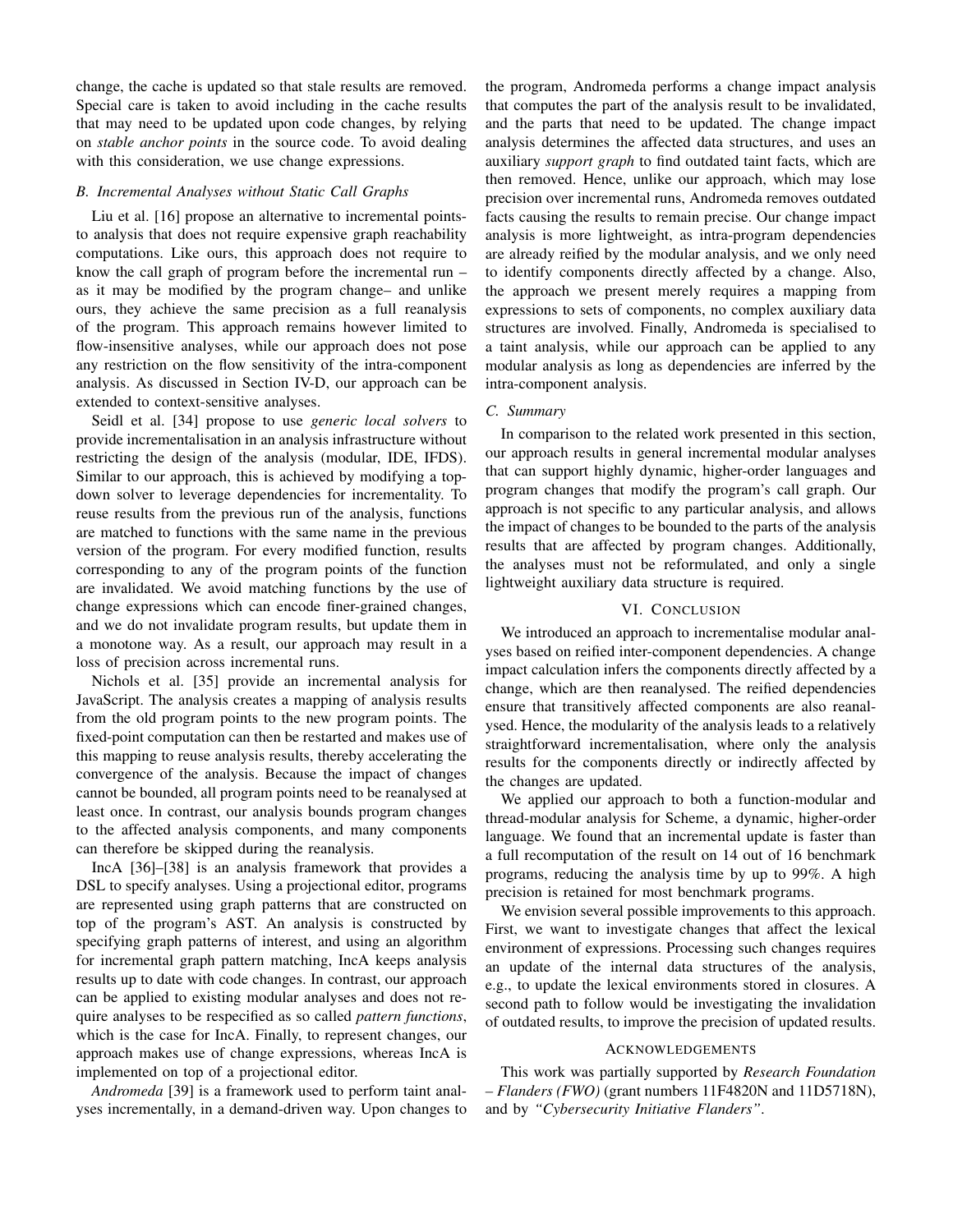change, the cache is updated so that stale results are removed. Special care is taken to avoid including in the cache results that may need to be updated upon code changes, by relying on *stable anchor points* in the source code. To avoid dealing with this consideration, we use change expressions.

### B. Incremental Analyses without Static Call Graphs

Liu et al. [16] propose an alternative to incremental points-to analysis that does not require expensive graph reachability computations. Like ours, this approach does not require to know the call graph of program before the incremental run – as it may be modified by the program change– and unlike ours, they achieve the same precision as a full reanalysis of the program. This approach remains however limited to flow-insensitive analyses, while our approach does not pose any restriction on the flow sensitivity of the intra-component analysis. As discussed in Section IV-D, our approach can be extended to context-sensitive analyses.

Seidl et al. [34] propose to use *generic local solvers* to provide incrementalisation in an analysis infrastructure without restricting the design of the analysis (modular, IDE, IFDS). Similar to our approach, this is achieved by modifying a top-down solver to leverage dependencies for incrementality. To reuse results from the previous run of the analysis, functions are matched to functions with the same name in the previous version of the program. For every modified function, results corresponding to any of the program points of the function are invalidated. We avoid matching functions by the use of change expressions which can encode finer-grained changes, and we do not invalidate program results, but update them in a monotone way. As a result, our approach may result in a loss of precision across incremental runs.

Nichols et al. [35] provide an incremental analysis for JavaScript. The analysis creates a mapping of analysis results from the old program points to the new program points. The fixed-point computation can then be restarted and makes use of this mapping to reuse analysis results, thereby accelerating the convergence of the analysis. Because the impact of changes cannot be bounded, all program points need to be reanalysed at least once. In contrast, our analysis bounds program changes to the affected analysis components, and many components can therefore be skipped during the reanalysis.

IncA [36]–[38] is an analysis framework that provides a DSL to specify analyses. Using a projectional editor, programs are represented using graph patterns that are constructed on top of the program's AST. An analysis is constructed by specifying graph patterns of interest, and using an algorithm for incremental graph pattern matching, IncA keeps analysis results up to date with code changes. In contrast, our approach can be applied to existing modular analyses and does not require analyses to be respecified as so called *pattern functions*, which is the case for IncA. Finally, to represent changes, our approach makes use of change expressions, whereas IncA is implemented on top of a projectional editor.

*Andromeda* [39] is a framework used to perform taint analyses incrementally, in a demand-driven way. Upon changes to the program, Andromeda performs a change impact analysis that computes the part of the analysis result to be invalidated, and the parts that need to be updated. The change impact analysis determines the affected data structures, and uses an auxiliary *support graph* to find outdated taint facts, which are then removed. Hence, unlike our approach, which may lose precision over incremental runs, Andromeda removes outdated facts causing the results to remain precise. Our change impact analysis is more lightweight, as intra-program dependencies are already reified by the modular analysis, and we only need to identify components directly affected by a change. Also, the approach we present merely requires a mapping from expressions to sets of components, no complex auxiliary data structures are involved. Finally, Andromeda is specialised to a taint analysis, while our approach can be applied to any modular analysis as long as dependencies are inferred by the intra-component analysis.

### C. Summary

In comparison to the related work presented in this section, our approach results in general incremental modular analyses that can support highly dynamic, higher-order languages and program changes that modify the program's call graph. Our approach is not specific to any particular analysis, and allows the impact of changes to be bounded to the parts of the analysis results that are affected by program changes. Additionally, the analyses must not be reformulated, and only a single lightweight auxiliary data structure is required.

## VI. Conclusion

We introduced an approach to incrementalise modular analyses based on reified inter-component dependencies. A change impact calculation infers the components directly affected by a change, which are then reanalysed. The reified dependencies ensure that transitively affected components are also reanalysed. Hence, the modularity of the analysis leads to a relatively straightforward incrementalisation, where only the analysis results for the components directly or indirectly affected by the changes are updated.

We applied our approach to both a function-modular and thread-modular analysis for Scheme, a dynamic, higher-order language. We found that an incremental update is faster than a full recomputation of the result on 14 out of 16 benchmark programs, reducing the analysis time by up to 99%. A high precision is retained for most benchmark programs.

We envision several possible improvements to this approach. First, we want to investigate changes that affect the lexical environment of expressions. Processing such changes requires an update of the internal data structures of the analysis, e.g., to update the lexical environments stored in closures. A second path to follow would be investigating the invalidation of outdated results, to improve the precision of updated results.

## Acknowledgements

This work was partially supported by *Research Foundation – Flanders (FWO)* (grant numbers 11F4820N and 11D5718N), and by *"Cybersecurity Initiative Flanders"*.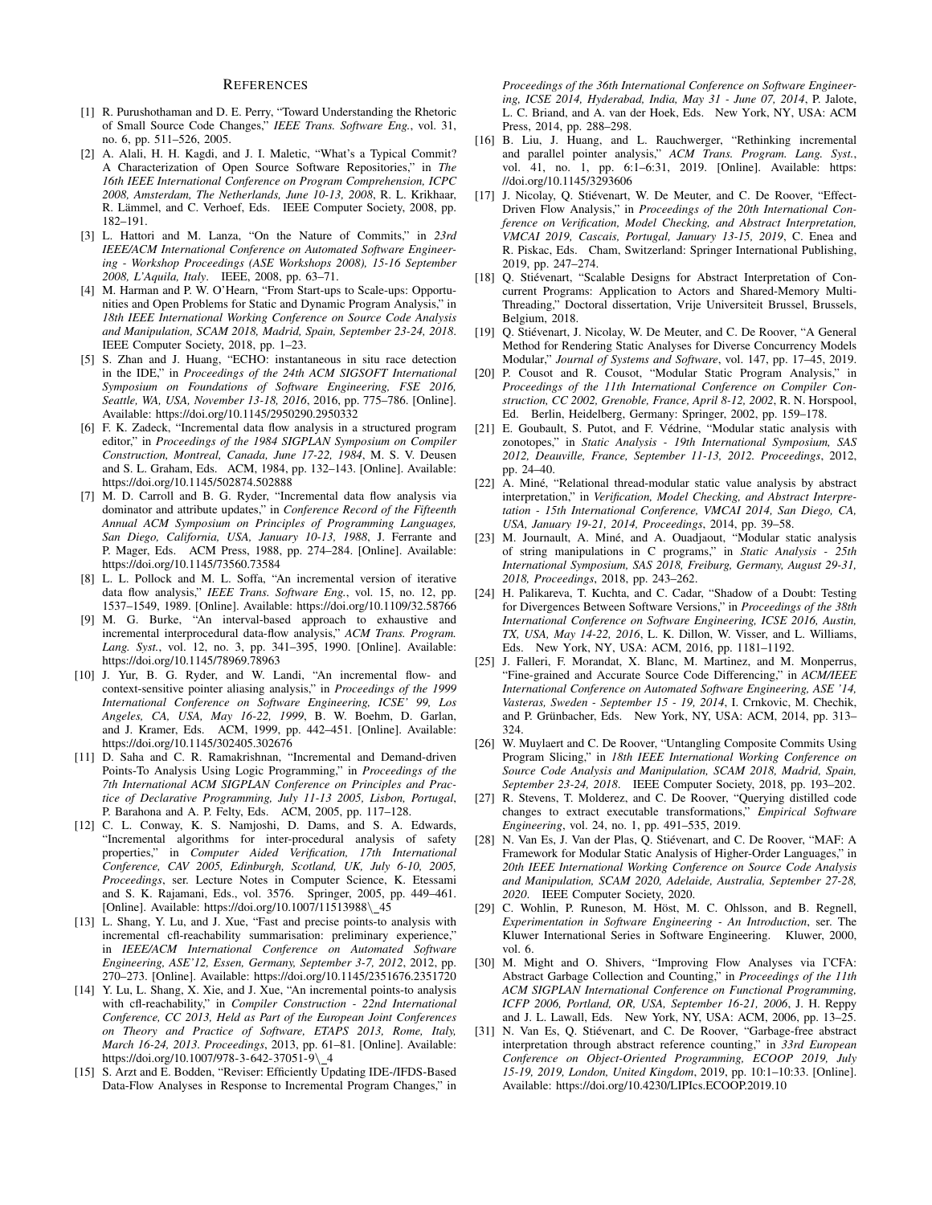# References

[1] R. Purushothaman and D. E. Perry, "Toward Understanding the Rhetoric of Small Source Code Changes," *IEEE Trans. Software Eng.*, vol. 31, no. 6, pp. 511–526, 2005.

[2] A. Alali, H. H. Kagdi, and J. I. Maletic, "What's a Typical Commit? A Characterization of Open Source Software Repositories," in *The 16th IEEE International Conference on Program Comprehension, ICPC 2008, Amsterdam, The Netherlands, June 10-13, 2008*, R. L. Krikhaar, R. Lämmel, and C. Verhoef, Eds. IEEE Computer Society, 2008, pp. 182–191.

[3] L. Hattori and M. Lanza, "On the Nature of Commits," in *23rd IEEE/ACM International Conference on Automated Software Engineering - Workshop Proceedings (ASE Workshops 2008), 15-16 September 2008, L'Aquila, Italy*. IEEE, 2008, pp. 63–71.

[4] M. Harman and P. W. O'Hearn, "From Start-ups to Scale-ups: Opportunities and Open Problems for Static and Dynamic Program Analysis," in *18th IEEE International Working Conference on Source Code Analysis and Manipulation, SCAM 2018, Madrid, Spain, September 23-24, 2018*. IEEE Computer Society, 2018, pp. 1–23.

[5] S. Zhan and J. Huang, "ECHO: instantaneous in situ race detection in the IDE," in *Proceedings of the 24th ACM SIGSOFT International Symposium on Foundations of Software Engineering, FSE 2016, Seattle, WA, USA, November 13-18, 2016*, 2016, pp. 775–786. [Online]. Available: https://doi.org/10.1145/2950290.2950332

[6] F. K. Zadeck, "Incremental data flow analysis in a structured program editor," in *Proceedings of the 1984 SIGPLAN Symposium on Compiler Construction, Montreal, Canada, June 17-22, 1984*, M. S. V. Deusen and S. L. Graham, Eds. ACM, 1984, pp. 132–143. [Online]. Available: https://doi.org/10.1145/502874.502888

[7] M. D. Carroll and B. G. Ryder, "Incremental data flow analysis via dominator and attribute updates," in *Conference Record of the Fifteenth Annual ACM Symposium on Principles of Programming Languages, San Diego, California, USA, January 10-13, 1988*, J. Ferrante and P. Mager, Eds. ACM Press, 1988, pp. 274–284. [Online]. Available: https://doi.org/10.1145/73560.73584

[8] L. L. Pollock and M. L. Soffa, "An incremental version of iterative data flow analysis," *IEEE Trans. Software Eng.*, vol. 15, no. 12, pp. 1537–1549, 1989. [Online]. Available: https://doi.org/10.1109/32.58766

[9] M. G. Burke, "An interval-based approach to exhaustive and incremental interprocedural data-flow analysis," *ACM Trans. Program. Lang. Syst.*, vol. 12, no. 3, pp. 341–395, 1990. [Online]. Available: https://doi.org/10.1145/78969.78963

[10] J. Yur, B. G. Ryder, and W. Landi, "An incremental flow- and context-sensitive pointer aliasing analysis," in *Proceedings of the 1999 International Conference on Software Engineering, ICSE' 99, Los Angeles, CA, USA, May 16-22, 1999*, B. W. Boehm, D. Garlan, and J. Kramer, Eds. ACM, 1999, pp. 442–451. [Online]. Available: https://doi.org/10.1145/302405.302676

[11] D. Saha and C. R. Ramakrishnan, "Incremental and Demand-driven Points-To Analysis Using Logic Programming," in *Proceedings of the 7th International ACM SIGPLAN Conference on Principles and Practice of Declarative Programming, July 11-13 2005, Lisbon, Portugal*, P. Barahona and A. P. Felty, Eds. ACM, 2005, pp. 117–128.

[12] C. L. Conway, K. S. Namjoshi, D. Dams, and S. A. Edwards, "Incremental algorithms for inter-procedural analysis of safety properties," in *Computer Aided Verification, 17th International Conference, CAV 2005, Edinburgh, Scotland, UK, July 6-10, 2005, Proceedings*, ser. Lecture Notes in Computer Science, K. Etessami and S. K. Rajamani, Eds., vol. 3576. Springer, 2005, pp. 449–461. [Online]. Available: https://doi.org/10.1007/11513988\_45

[13] L. Shang, Y. Lu, and J. Xue, "Fast and precise points-to analysis with incremental cfl-reachability summarisation: preliminary experience," in *IEEE/ACM International Conference on Automated Software Engineering, ASE'12, Essen, Germany, September 3-7, 2012*, 2012, pp. 270–273. [Online]. Available: https://doi.org/10.1145/2351676.2351720

[14] Y. Lu, L. Shang, X. Xie, and J. Xue, "An incremental points-to analysis with cfl-reachability," in *Compiler Construction - 22nd International Conference, CC 2013, Held as Part of the European Joint Conferences on Theory and Practice of Software, ETAPS 2013, Rome, Italy, March 16-24, 2013. Proceedings*, 2013, pp. 61–81. [Online]. Available: https://doi.org/10.1007/978-3-642-37051-9\_4

[15] S. Arzt and E. Bodden, "Reviser: Efficiently Updating IDE-/IFDS-Based Data-Flow Analyses in Response to Incremental Program Changes," in *Proceedings of the 36th International Conference on Software Engineering, ICSE 2014, Hyderabad, India, May 31 - June 07, 2014*, P. Jalote, L. C. Briand, and A. van der Hoek, Eds. New York, NY, USA: ACM Press, 2014, pp. 288–298.

[16] B. Liu, J. Huang, and L. Rauchwerger, "Rethinking incremental and parallel pointer analysis," *ACM Trans. Program. Lang. Syst.*, vol. 41, no. 1, pp. 6:1–6:31, 2019. [Online]. Available: https://doi.org/10.1145/3293606

[17] J. Nicolay, Q. Stiévenart, W. De Meuter, and C. De Roover, "Effect-Driven Flow Analysis," in *Proceedings of the 20th International Conference on Verification, Model Checking, and Abstract Interpretation, VMCAI 2019, Cascais, Portugal, January 13-15, 2019*, C. Enea and R. Piskac, Eds. Cham, Switzerland: Springer International Publishing, 2019, pp. 247–274.

[18] Q. Stiévenart, "Scalable Designs for Abstract Interpretation of Concurrent Programs: Application to Actors and Shared-Memory Multi-Threading," Doctoral dissertation, Vrije Universiteit Brussel, Brussels, Belgium, 2018.

[19] Q. Stiévenart, J. Nicolay, W. De Meuter, and C. De Roover, "A General Method for Rendering Static Analyses for Diverse Concurrency Models Modular," *Journal of Systems and Software*, vol. 147, pp. 17–45, 2019.

[20] P. Cousot and R. Cousot, "Modular Static Program Analysis," in *Proceedings of the 11th International Conference on Compiler Construction, CC 2002, Grenoble, France, April 8-12, 2002*, R. N. Horspool, Ed. Berlin, Heidelberg, Germany: Springer, 2002, pp. 159–178.

[21] E. Goubault, S. Putot, and F. Védrine, "Modular static analysis with zonotopes," in *Static Analysis - 19th International Symposium, SAS 2012, Deauville, France, September 11-13, 2012. Proceedings*, 2012, pp. 24–40.

[22] A. Miné, "Relational thread-modular static value analysis by abstract interpretation," in *Verification, Model Checking, and Abstract Interpretation - 15th International Conference, VMCAI 2014, San Diego, CA, USA, January 19-21, 2014, Proceedings*, 2014, pp. 39–58.

[23] M. Journault, A. Miné, and A. Ouadjaout, "Modular static analysis of string manipulations in C programs," in *Static Analysis - 25th International Symposium, SAS 2018, Freiburg, Germany, August 29-31, 2018, Proceedings*, 2018, pp. 243–262.

[24] H. Palikareva, T. Kuchta, and C. Cadar, "Shadow of a Doubt: Testing for Divergences Between Software Versions," in *Proceedings of the 38th International Conference on Software Engineering, ICSE 2016, Austin, TX, USA, May 14-22, 2016*, L. K. Dillon, W. Visser, and L. Williams, Eds. New York, NY, USA: ACM, 2016, pp. 1181–1192.

[25] J. Falleri, F. Morandat, X. Blanc, M. Martinez, and M. Monperrus, "Fine-grained and Accurate Source Code Differencing," in *ACM/IEEE International Conference on Automated Software Engineering, ASE '14, Vasteras, Sweden - September 15 - 19, 2014*, I. Crnkovic, M. Chechik, and P. Grünbacher, Eds. New York, NY, USA: ACM, 2014, pp. 313–324.

[26] W. Muylaert and C. De Roover, "Untangling Composite Commits Using Program Slicing," in *18th IEEE International Working Conference on Source Code Analysis and Manipulation, SCAM 2018, Madrid, Spain, September 23-24, 2018*. IEEE Computer Society, 2018, pp. 193–202.

[27] R. Stevens, T. Molderez, and C. De Roover, "Querying distilled code changes to extract executable transformations," *Empirical Software Engineering*, vol. 24, no. 1, pp. 491–535, 2019.

[28] N. Van Es, J. Van der Plas, Q. Stiévenart, and C. De Roover, "MAF: A Framework for Modular Static Analysis of Higher-Order Languages," in *20th IEEE International Working Conference on Source Code Analysis and Manipulation, SCAM 2020, Adelaide, Australia, September 27-28, 2020*. IEEE Computer Society, 2020.

[29] C. Wohlin, P. Runeson, M. Höst, M. C. Ohlsson, and B. Regnell, *Experimentation in Software Engineering - An Introduction*, ser. The Kluwer International Series in Software Engineering. Kluwer, 2000, vol. 6.

[30] M. Might and O. Shivers, "Improving Flow Analyses via ΓCFA: Abstract Garbage Collection and Counting," in *Proceedings of the 11th ACM SIGPLAN International Conference on Functional Programming, ICFP 2006, Portland, OR, USA, September 16-21, 2006*, J. H. Reppy and J. L. Lawall, Eds. New York, NY, USA: ACM, 2006, pp. 13–25.

[31] N. Van Es, Q. Stiévenart, and C. De Roover, "Garbage-free abstract interpretation through abstract reference counting," in *33rd European Conference on Object-Oriented Programming, ECOOP 2019, July 15-19, 2019, London, United Kingdom*, 2019, pp. 10:1–10:33. [Online]. Available: https://doi.org/10.4230/LIPIcs.ECOOP.2019.10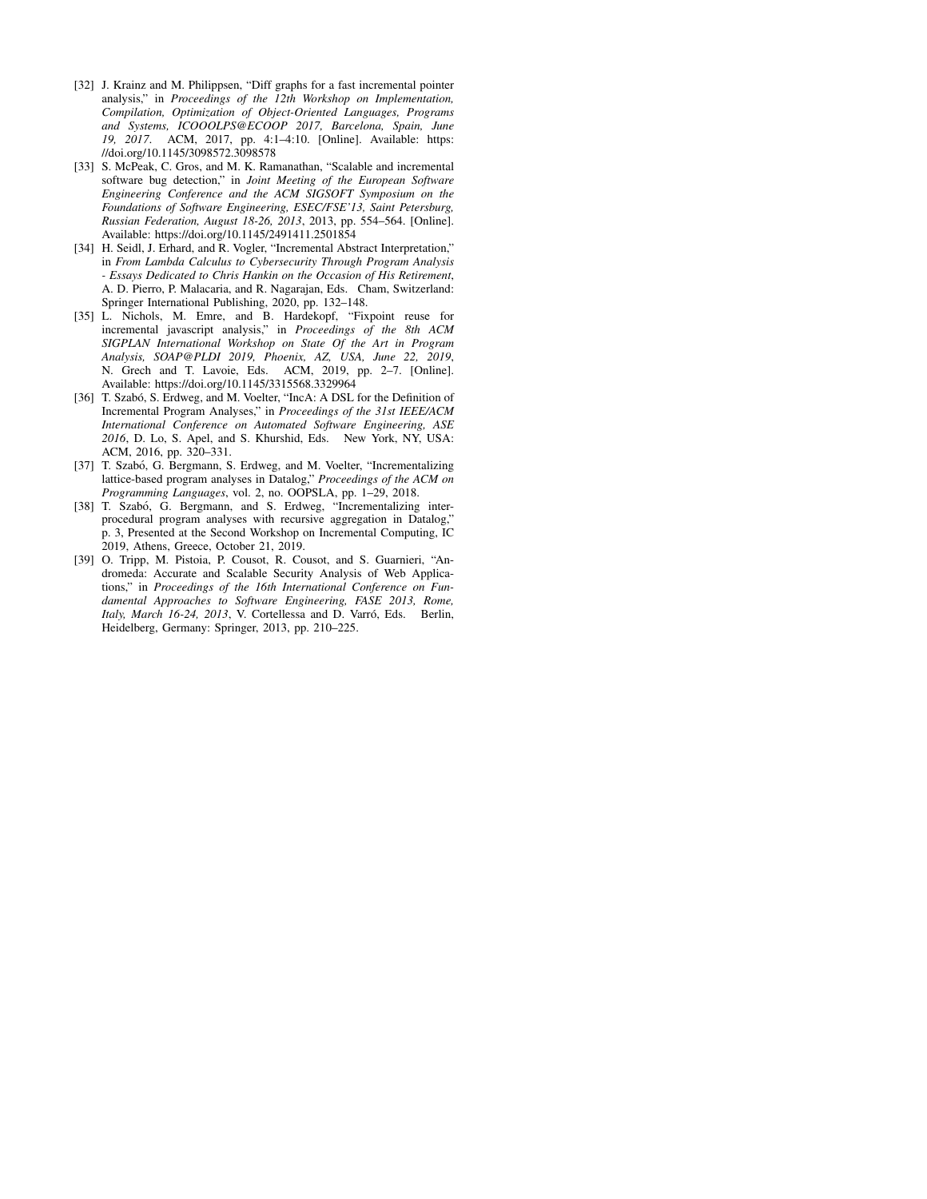[32] J. Krainz and M. Philippsen, "Diff graphs for a fast incremental pointer analysis," in *Proceedings of the 12th Workshop on Implementation, Compilation, Optimization of Object-Oriented Languages, Programs and Systems, ICOOOLPS@ECOOP 2017, Barcelona, Spain, June 19, 2017*. ACM, 2017, pp. 4:1–4:10. [Online]. Available: https://doi.org/10.1145/3098572.3098578

[33] S. McPeak, C. Gros, and M. K. Ramanathan, "Scalable and incremental software bug detection," in *Joint Meeting of the European Software Engineering Conference and the ACM SIGSOFT Symposium on the Foundations of Software Engineering, ESEC/FSE'13, Saint Petersburg, Russian Federation, August 18-26, 2013*, 2013, pp. 554–564. [Online]. Available: https://doi.org/10.1145/2491411.2501854

[34] H. Seidl, J. Erhard, and R. Vogler, "Incremental Abstract Interpretation," in *From Lambda Calculus to Cybersecurity Through Program Analysis - Essays Dedicated to Chris Hankin on the Occasion of His Retirement*, A. D. Pierro, P. Malacaria, and R. Nagarajan, Eds. Cham, Switzerland: Springer International Publishing, 2020, pp. 132–148.

[35] L. Nichols, M. Emre, and B. Hardekopf, "Fixpoint reuse for incremental javascript analysis," in *Proceedings of the 8th ACM SIGPLAN International Workshop on State Of the Art in Program Analysis, SOAP@PLDI 2019, Phoenix, AZ, USA, June 22, 2019*, N. Grech and T. Lavoie, Eds. ACM, 2019, pp. 2–7. [Online]. Available: https://doi.org/10.1145/3315568.3329964

[36] T. Szabó, S. Erdweg, and M. Voelter, "IncA: A DSL for the Definition of Incremental Program Analyses," in *Proceedings of the 31st IEEE/ACM International Conference on Automated Software Engineering, ASE 2016*, D. Lo, S. Apel, and S. Khurshid, Eds. New York, NY, USA: ACM, 2016, pp. 320–331.

[37] T. Szabó, G. Bergmann, S. Erdweg, and M. Voelter, "Incrementalizing lattice-based program analyses in Datalog," *Proceedings of the ACM on Programming Languages*, vol. 2, no. OOPSLA, pp. 1–29, 2018.

[38] T. Szabó, G. Bergmann, and S. Erdweg, "Incrementalizing inter-procedural program analyses with recursive aggregation in Datalog," p. 3, Presented at the Second Workshop on Incremental Computing, IC 2019, Athens, Greece, October 21, 2019.

[39] O. Tripp, M. Pistoia, P. Cousot, R. Cousot, and S. Guarnieri, "Andromeda: Accurate and Scalable Security Analysis of Web Applications," in *Proceedings of the 16th International Conference on Fundamental Approaches to Software Engineering, FASE 2013, Rome, Italy, March 16-24, 2013*, V. Cortellessa and D. Varró, Eds. Berlin, Heidelberg, Germany: Springer, 2013, pp. 210–225.